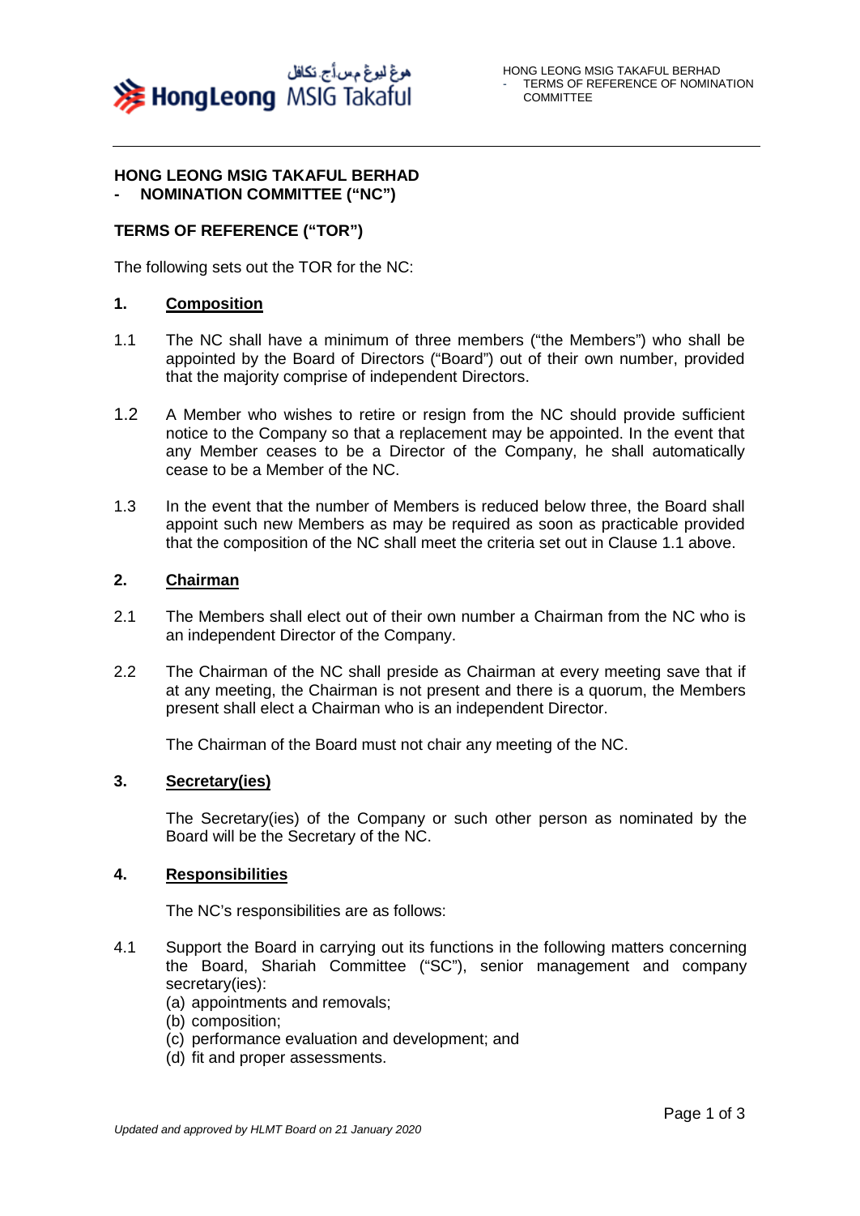# HONG LEONG MSIG TAKAFUL BERHAD
## - NOMINATION COMMITTEE ("NC")

## TERMS OF REFERENCE ("TOR")

The following sets out the TOR for the NC:

### 1. Composition

1.1 The NC shall have a minimum of three members ("the Members") who shall be appointed by the Board of Directors ("Board") out of their own number, provided that the majority comprise of independent Directors.

1.2 A Member who wishes to retire or resign from the NC should provide sufficient notice to the Company so that a replacement may be appointed. In the event that any Member ceases to be a Director of the Company, he shall automatically cease to be a Member of the NC.

1.3 In the event that the number of Members is reduced below three, the Board shall appoint such new Members as may be required as soon as practicable provided that the composition of the NC shall meet the criteria set out in Clause 1.1 above.

### 2. Chairman

2.1 The Members shall elect out of their own number a Chairman from the NC who is an independent Director of the Company.

2.2 The Chairman of the NC shall preside as Chairman at every meeting save that if at any meeting, the Chairman is not present and there is a quorum, the Members present shall elect a Chairman who is an independent Director.

The Chairman of the Board must not chair any meeting of the NC.

### 3. Secretary(ies)

The Secretary(ies) of the Company or such other person as nominated by the Board will be the Secretary of the NC.

### 4. Responsibilities

The NC's responsibilities are as follows:

4.1 Support the Board in carrying out its functions in the following matters concerning the Board, Shariah Committee ("SC"), senior management and company secretary(ies):

(a) appointments and removals;
(b) composition;
(c) performance evaluation and development; and
(d) fit and proper assessments.

*Updated and approved by HLMT Board on 21 January 2020*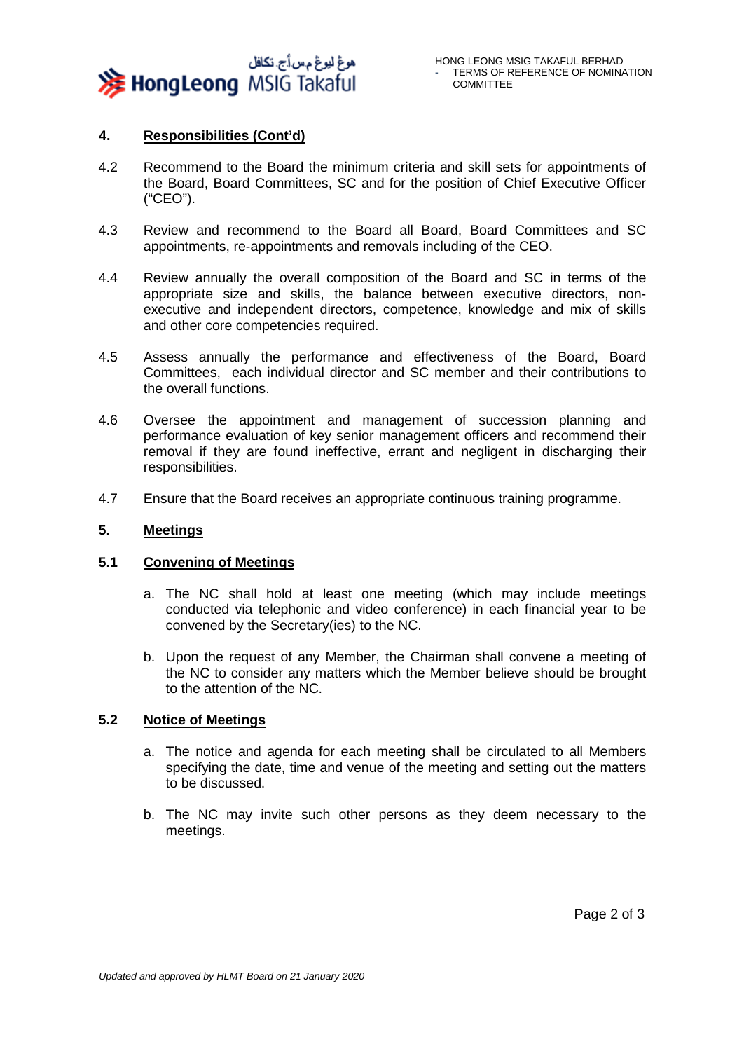## 4. Responsibilities (Cont'd)

4.2 Recommend to the Board the minimum criteria and skill sets for appointments of the Board, Board Committees, SC and for the position of Chief Executive Officer ("CEO").

4.3 Review and recommend to the Board all Board, Board Committees and SC appointments, re-appointments and removals including of the CEO.

4.4 Review annually the overall composition of the Board and SC in terms of the appropriate size and skills, the balance between executive directors, non-executive and independent directors, competence, knowledge and mix of skills and other core competencies required.

4.5 Assess annually the performance and effectiveness of the Board, Board Committees, each individual director and SC member and their contributions to the overall functions.

4.6 Oversee the appointment and management of succession planning and performance evaluation of key senior management officers and recommend their removal if they are found ineffective, errant and negligent in discharging their responsibilities.

4.7 Ensure that the Board receives an appropriate continuous training programme.

## 5. Meetings

### 5.1 Convening of Meetings

a. The NC shall hold at least one meeting (which may include meetings conducted via telephonic and video conference) in each financial year to be convened by the Secretary(ies) to the NC.

b. Upon the request of any Member, the Chairman shall convene a meeting of the NC to consider any matters which the Member believe should be brought to the attention of the NC.

### 5.2 Notice of Meetings

a. The notice and agenda for each meeting shall be circulated to all Members specifying the date, time and venue of the meeting and setting out the matters to be discussed.

b. The NC may invite such other persons as they deem necessary to the meetings.

*Updated and approved by HLMT Board on 21 January 2020*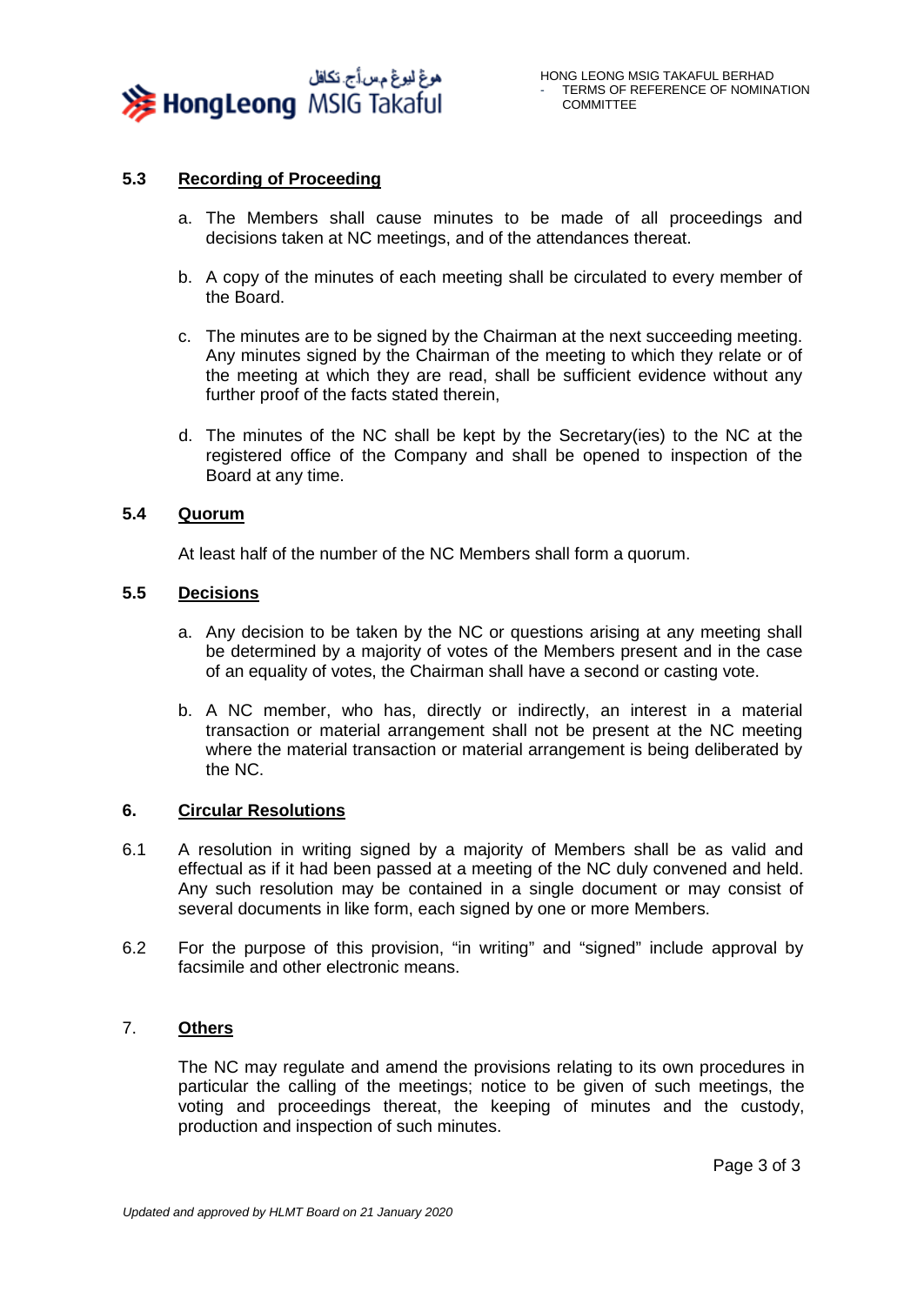### 5.3 Recording of Proceeding

a. The Members shall cause minutes to be made of all proceedings and decisions taken at NC meetings, and of the attendances thereat.

b. A copy of the minutes of each meeting shall be circulated to every member of the Board.

c. The minutes are to be signed by the Chairman at the next succeeding meeting. Any minutes signed by the Chairman of the meeting to which they relate or of the meeting at which they are read, shall be sufficient evidence without any further proof of the facts stated therein,

d. The minutes of the NC shall be kept by the Secretary(ies) to the NC at the registered office of the Company and shall be opened to inspection of the Board at any time.

### 5.4 Quorum

At least half of the number of the NC Members shall form a quorum.

### 5.5 Decisions

a. Any decision to be taken by the NC or questions arising at any meeting shall be determined by a majority of votes of the Members present and in the case of an equality of votes, the Chairman shall have a second or casting vote.

b. A NC member, who has, directly or indirectly, an interest in a material transaction or material arrangement shall not be present at the NC meeting where the material transaction or material arrangement is being deliberated by the NC.

## 6. Circular Resolutions

6.1 A resolution in writing signed by a majority of Members shall be as valid and effectual as if it had been passed at a meeting of the NC duly convened and held. Any such resolution may be contained in a single document or may consist of several documents in like form, each signed by one or more Members.

6.2 For the purpose of this provision, "in writing" and "signed" include approval by facsimile and other electronic means.

## 7. Others

The NC may regulate and amend the provisions relating to its own procedures in particular the calling of the meetings; notice to be given of such meetings, the voting and proceedings thereat, the keeping of minutes and the custody, production and inspection of such minutes.

*Updated and approved by HLMT Board on 21 January 2020*